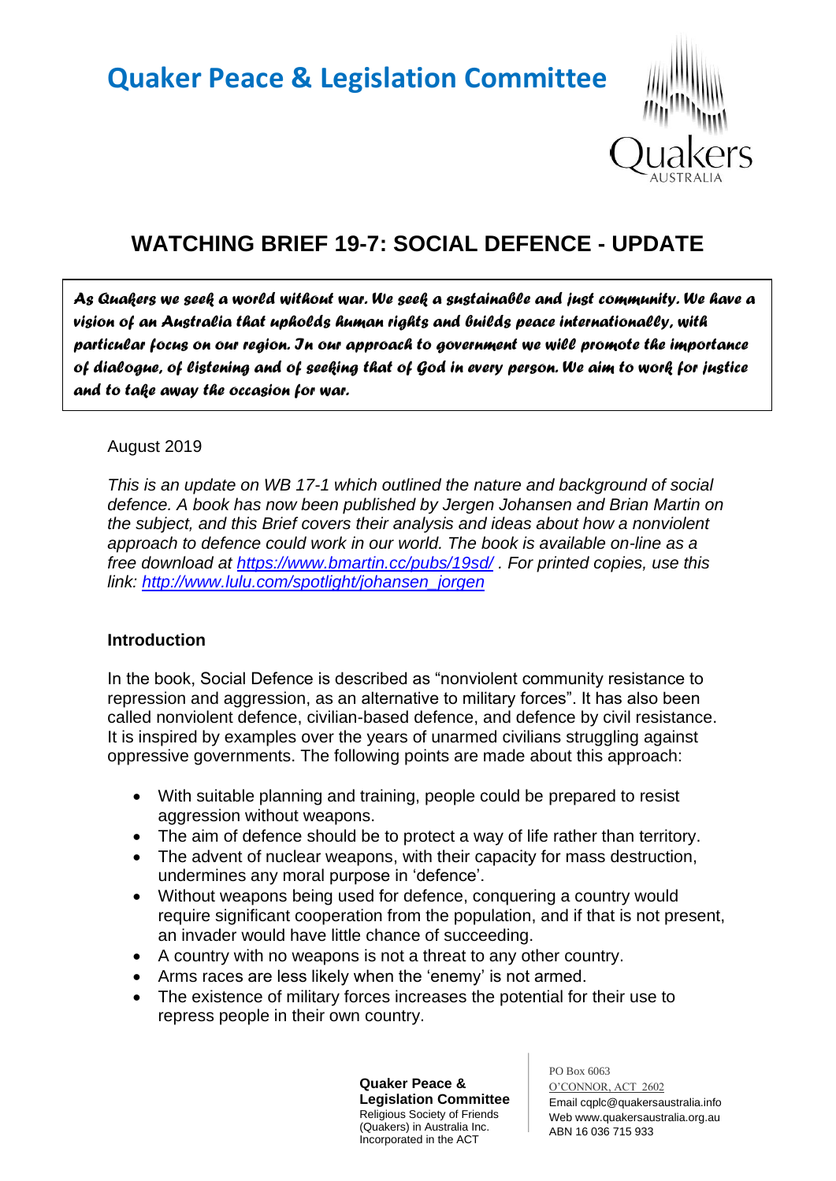# Quaker Peace & Legislation Committee

## WATCHING BRIEF 19-7: SOCIAL DEFENCE - UPDATE

*As Quakers we seek a world without war. We seek a sustainable and just community. We have a vision of an Australia that upholds human rights and builds peace internationally, with particular focus on our region. In our approach to government we will promote the importance of dialogue, of listening and of seeking that of God in every person. We aim to work for justice and to take away the occasion for war.*

August 2019

*This is an update on WB 17-1 which outlined the nature and background of social defence. A book has now been published by Jergen Johansen and Brian Martin on the subject, and this Brief covers their analysis and ideas about how a nonviolent approach to defence could work in our world. The book is available on-line as a free download at https://www.bmartin.cc/pubs/19sd/ . For printed copies, use this link: http://www.lulu.com/spotlight/johansen_jorgen*

### Introduction

In the book, Social Defence is described as "nonviolent community resistance to repression and aggression, as an alternative to military forces". It has also been called nonviolent defence, civilian-based defence, and defence by civil resistance. It is inspired by examples over the years of unarmed civilians struggling against oppressive governments. The following points are made about this approach:

- With suitable planning and training, people could be prepared to resist aggression without weapons.
- The aim of defence should be to protect a way of life rather than territory.
- The advent of nuclear weapons, with their capacity for mass destruction, undermines any moral purpose in 'defence'.
- Without weapons being used for defence, conquering a country would require significant cooperation from the population, and if that is not present, an invader would have little chance of succeeding.
- A country with no weapons is not a threat to any other country.
- Arms races are less likely when the 'enemy' is not armed.
- The existence of military forces increases the potential for their use to repress people in their own country.

**Quaker Peace & Legislation Committee**
Religious Society of Friends (Quakers) in Australia Inc.
Incorporated in the ACT

PO Box 6063
O'CONNOR, ACT 2602
Email cqplc@quakersaustralia.info
Web www.quakersaustralia.org.au
ABN 16 036 715 933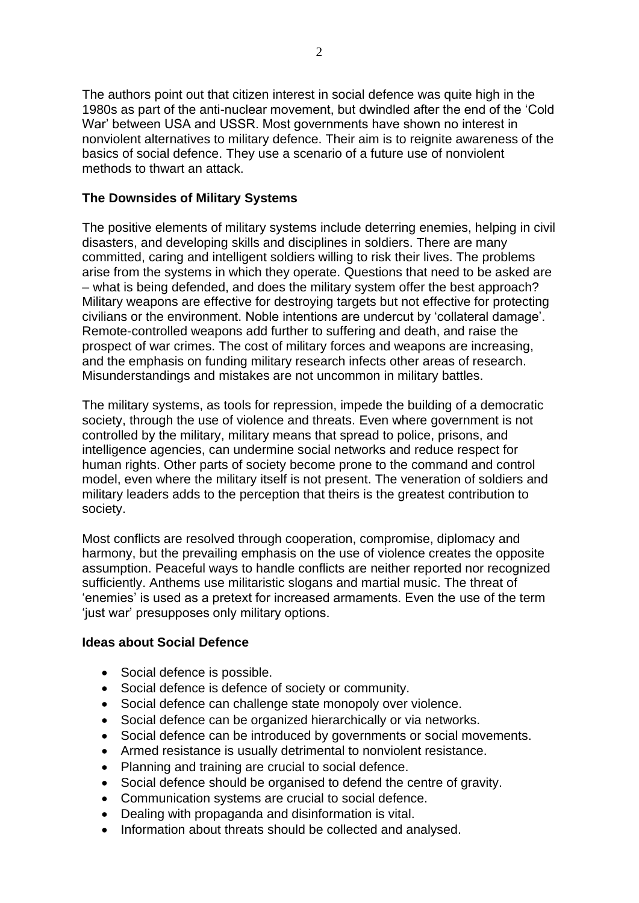The authors point out that citizen interest in social defence was quite high in the 1980s as part of the anti-nuclear movement, but dwindled after the end of the 'Cold War' between USA and USSR. Most governments have shown no interest in nonviolent alternatives to military defence. Their aim is to reignite awareness of the basics of social defence. They use a scenario of a future use of nonviolent methods to thwart an attack.

**The Downsides of Military Systems**

The positive elements of military systems include deterring enemies, helping in civil disasters, and developing skills and disciplines in soldiers. There are many committed, caring and intelligent soldiers willing to risk their lives. The problems arise from the systems in which they operate. Questions that need to be asked are – what is being defended, and does the military system offer the best approach? Military weapons are effective for destroying targets but not effective for protecting civilians or the environment. Noble intentions are undercut by 'collateral damage'. Remote-controlled weapons add further to suffering and death, and raise the prospect of war crimes. The cost of military forces and weapons are increasing, and the emphasis on funding military research infects other areas of research. Misunderstandings and mistakes are not uncommon in military battles.

The military systems, as tools for repression, impede the building of a democratic society, through the use of violence and threats. Even where government is not controlled by the military, military means that spread to police, prisons, and intelligence agencies, can undermine social networks and reduce respect for human rights. Other parts of society become prone to the command and control model, even where the military itself is not present. The veneration of soldiers and military leaders adds to the perception that theirs is the greatest contribution to society.

Most conflicts are resolved through cooperation, compromise, diplomacy and harmony, but the prevailing emphasis on the use of violence creates the opposite assumption. Peaceful ways to handle conflicts are neither reported nor recognized sufficiently. Anthems use militaristic slogans and martial music. The threat of 'enemies' is used as a pretext for increased armaments. Even the use of the term 'just war' presupposes only military options.

**Ideas about Social Defence**

- Social defence is possible.
- Social defence is defence of society or community.
- Social defence can challenge state monopoly over violence.
- Social defence can be organized hierarchically or via networks.
- Social defence can be introduced by governments or social movements.
- Armed resistance is usually detrimental to nonviolent resistance.
- Planning and training are crucial to social defence.
- Social defence should be organised to defend the centre of gravity.
- Communication systems are crucial to social defence.
- Dealing with propaganda and disinformation is vital.
- Information about threats should be collected and analysed.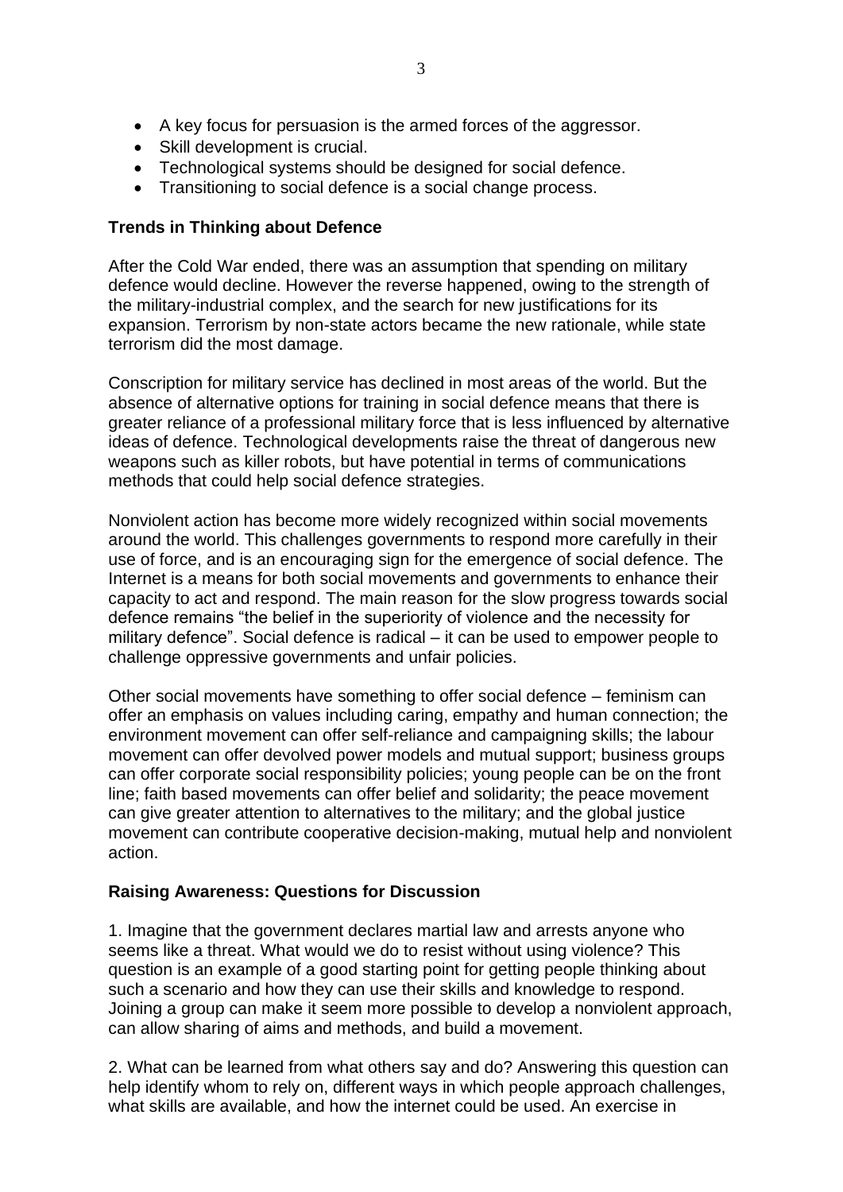- A key focus for persuasion is the armed forces of the aggressor.
- Skill development is crucial.
- Technological systems should be designed for social defence.
- Transitioning to social defence is a social change process.

**Trends in Thinking about Defence**

After the Cold War ended, there was an assumption that spending on military defence would decline. However the reverse happened, owing to the strength of the military-industrial complex, and the search for new justifications for its expansion. Terrorism by non-state actors became the new rationale, while state terrorism did the most damage.

Conscription for military service has declined in most areas of the world. But the absence of alternative options for training in social defence means that there is greater reliance of a professional military force that is less influenced by alternative ideas of defence. Technological developments raise the threat of dangerous new weapons such as killer robots, but have potential in terms of communications methods that could help social defence strategies.

Nonviolent action has become more widely recognized within social movements around the world. This challenges governments to respond more carefully in their use of force, and is an encouraging sign for the emergence of social defence. The Internet is a means for both social movements and governments to enhance their capacity to act and respond. The main reason for the slow progress towards social defence remains "the belief in the superiority of violence and the necessity for military defence". Social defence is radical – it can be used to empower people to challenge oppressive governments and unfair policies.

Other social movements have something to offer social defence – feminism can offer an emphasis on values including caring, empathy and human connection; the environment movement can offer self-reliance and campaigning skills; the labour movement can offer devolved power models and mutual support; business groups can offer corporate social responsibility policies; young people can be on the front line; faith based movements can offer belief and solidarity; the peace movement can give greater attention to alternatives to the military; and the global justice movement can contribute cooperative decision-making, mutual help and nonviolent action.

**Raising Awareness: Questions for Discussion**

1. Imagine that the government declares martial law and arrests anyone who seems like a threat. What would we do to resist without using violence? This question is an example of a good starting point for getting people thinking about such a scenario and how they can use their skills and knowledge to respond. Joining a group can make it seem more possible to develop a nonviolent approach, can allow sharing of aims and methods, and build a movement.

2. What can be learned from what others say and do? Answering this question can help identify whom to rely on, different ways in which people approach challenges, what skills are available, and how the internet could be used. An exercise in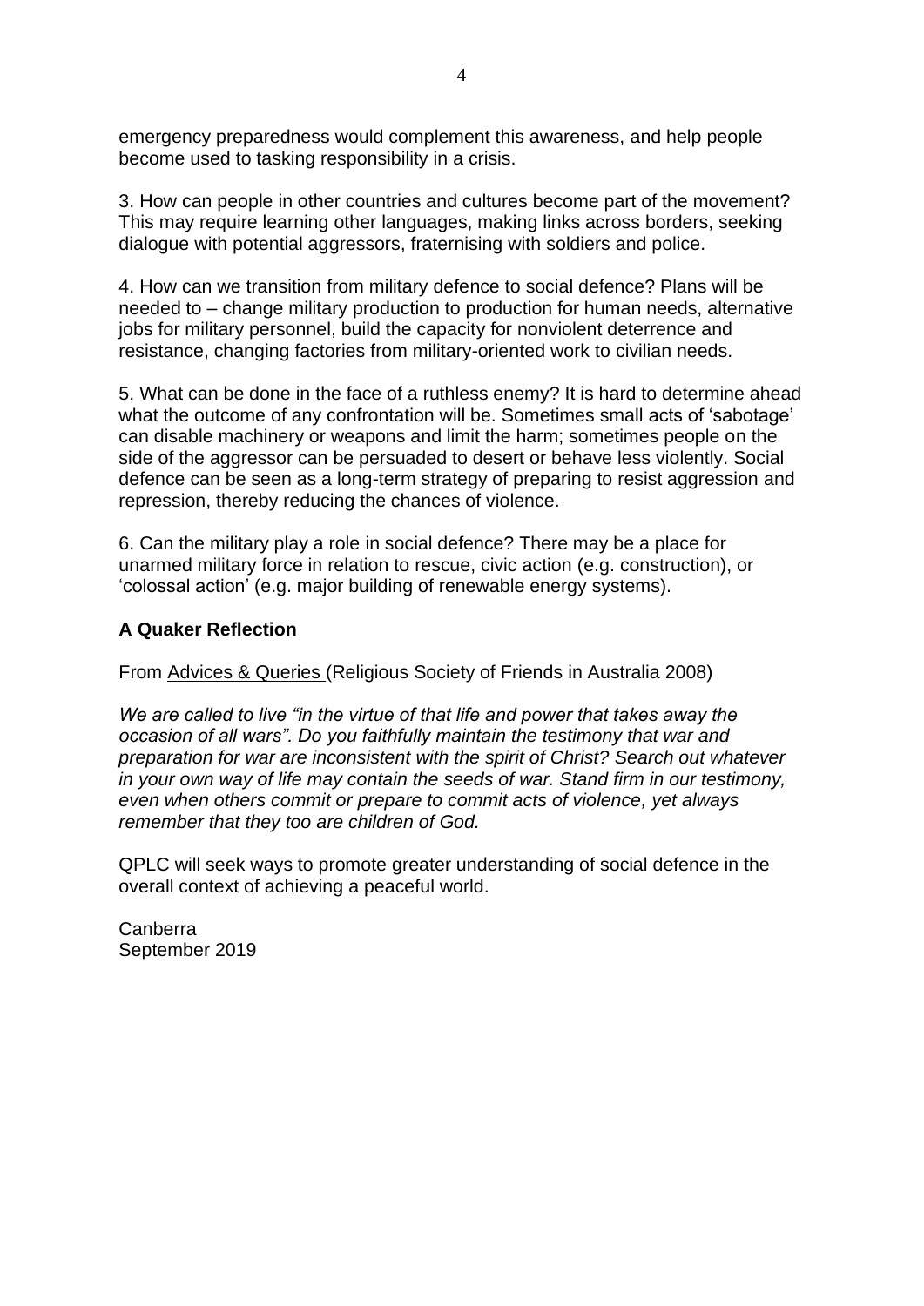emergency preparedness would complement this awareness, and help people become used to tasking responsibility in a crisis.

3. How can people in other countries and cultures become part of the movement? This may require learning other languages, making links across borders, seeking dialogue with potential aggressors, fraternising with soldiers and police.

4. How can we transition from military defence to social defence? Plans will be needed to – change military production to production for human needs, alternative jobs for military personnel, build the capacity for nonviolent deterrence and resistance, changing factories from military-oriented work to civilian needs.

5. What can be done in the face of a ruthless enemy? It is hard to determine ahead what the outcome of any confrontation will be. Sometimes small acts of 'sabotage' can disable machinery or weapons and limit the harm; sometimes people on the side of the aggressor can be persuaded to desert or behave less violently. Social defence can be seen as a long-term strategy of preparing to resist aggression and repression, thereby reducing the chances of violence.

6. Can the military play a role in social defence? There may be a place for unarmed military force in relation to rescue, civic action (e.g. construction), or 'colossal action' (e.g. major building of renewable energy systems).

**A Quaker Reflection**

From Advices & Queries (Religious Society of Friends in Australia 2008)

*We are called to live "in the virtue of that life and power that takes away the occasion of all wars". Do you faithfully maintain the testimony that war and preparation for war are inconsistent with the spirit of Christ? Search out whatever in your own way of life may contain the seeds of war. Stand firm in our testimony, even when others commit or prepare to commit acts of violence, yet always remember that they too are children of God.*

QPLC will seek ways to promote greater understanding of social defence in the overall context of achieving a peaceful world.

Canberra
September 2019